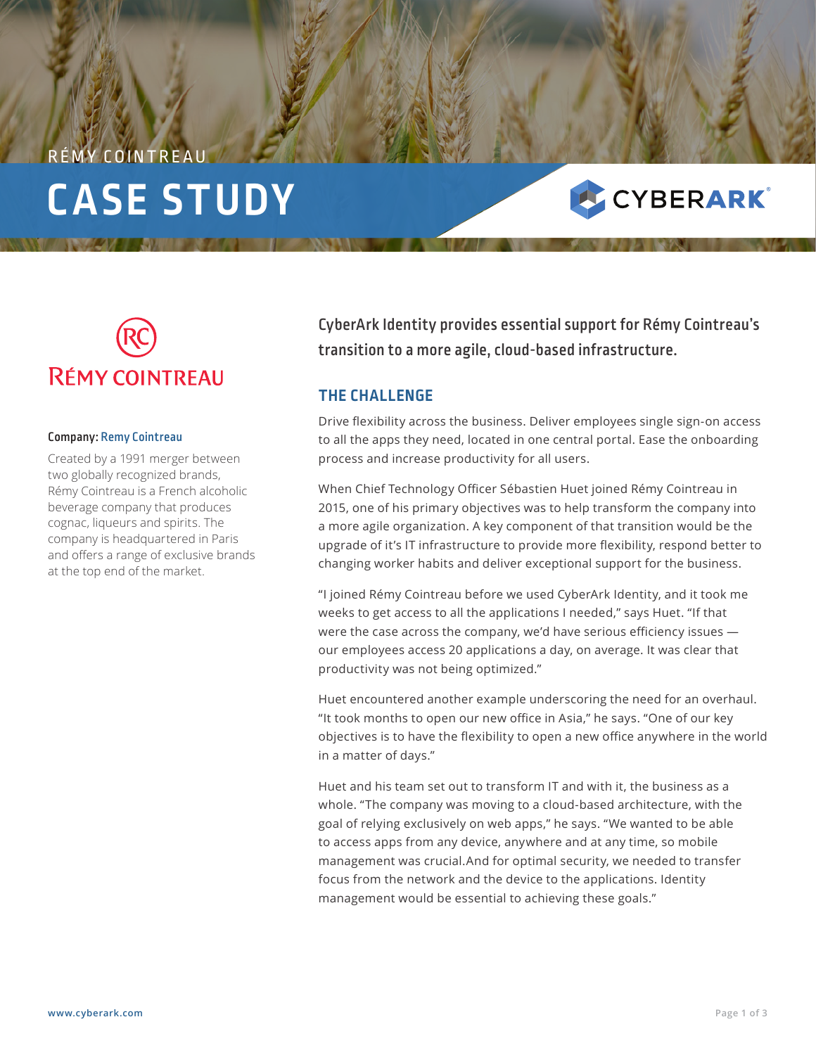RÉMY COINTREAU

# CASE STUDY

CYBERARK

RÉMY COINTREAU

**Company:** Remy Cointreau

Created by a 1991 merger between two globally recognized brands, Rémy Cointreau is a French alcoholic beverage company that produces cognac, liqueurs and spirits. The company is headquartered in Paris and offers a range of exclusive brands at the top end of the market.

**CyberArk Identity provides essential support for Rémy Cointreau's transition to a more agile, cloud-based infrastructure.**

## THE CHALLENGE

Drive flexibility across the business. Deliver employees single sign-on access to all the apps they need, located in one central portal. Ease the onboarding process and increase productivity for all users.

When Chief Technology Officer Sébastien Huet joined Rémy Cointreau in 2015, one of his primary objectives was to help transform the company into a more agile organization. A key component of that transition would be the upgrade of it's IT infrastructure to provide more flexibility, respond better to changing worker habits and deliver exceptional support for the business.

"I joined Rémy Cointreau before we used CyberArk Identity, and it took me weeks to get access to all the applications I needed," says Huet. "If that were the case across the company, we'd have serious efficiency issues — our employees access 20 applications a day, on average. It was clear that productivity was not being optimized."

Huet encountered another example underscoring the need for an overhaul. "It took months to open our new office in Asia," he says. "One of our key objectives is to have the flexibility to open a new office anywhere in the world in a matter of days."

Huet and his team set out to transform IT and with it, the business as a whole. "The company was moving to a cloud-based architecture, with the goal of relying exclusively on web apps," he says. "We wanted to be able to access apps from any device, anywhere and at any time, so mobile management was crucial.And for optimal security, we needed to transfer focus from the network and the device to the applications. Identity management would be essential to achieving these goals."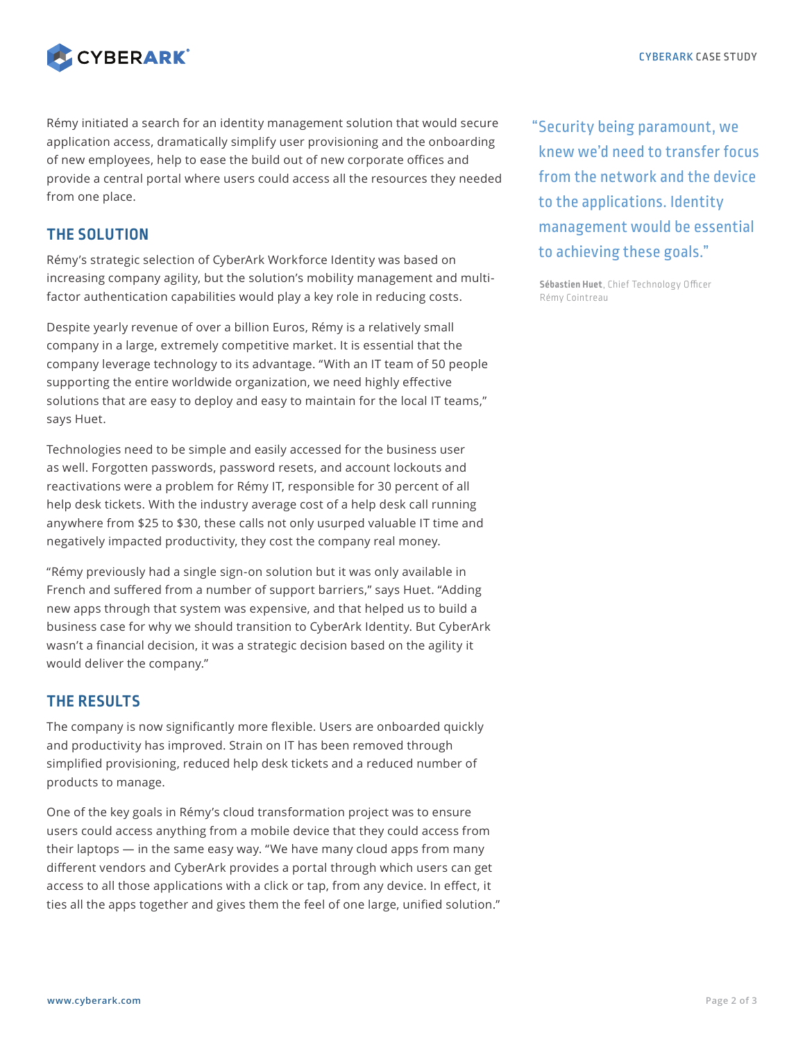Rémy initiated a search for an identity management solution that would secure application access, dramatically simplify user provisioning and the onboarding of new employees, help to ease the build out of new corporate offices and provide a central portal where users could access all the resources they needed from one place.

## THE SOLUTION

Rémy's strategic selection of CyberArk Workforce Identity was based on increasing company agility, but the solution's mobility management and multi-factor authentication capabilities would play a key role in reducing costs.

Despite yearly revenue of over a billion Euros, Rémy is a relatively small company in a large, extremely competitive market. It is essential that the company leverage technology to its advantage. "With an IT team of 50 people supporting the entire worldwide organization, we need highly effective solutions that are easy to deploy and easy to maintain for the local IT teams," says Huet.

Technologies need to be simple and easily accessed for the business user as well. Forgotten passwords, password resets, and account lockouts and reactivations were a problem for Rémy IT, responsible for 30 percent of all help desk tickets. With the industry average cost of a help desk call running anywhere from $25 to $30, these calls not only usurped valuable IT time and negatively impacted productivity, they cost the company real money.

"Rémy previously had a single sign-on solution but it was only available in French and suffered from a number of support barriers," says Huet. "Adding new apps through that system was expensive, and that helped us to build a business case for why we should transition to CyberArk Identity. But CyberArk wasn't a financial decision, it was a strategic decision based on the agility it would deliver the company."

> "Security being paramount, we knew we'd need to transfer focus from the network and the device to the applications. Identity management would be essential to achieving these goals."
>
> **Sébastien Huet**, Chief Technology Officer
> Rémy Cointreau

## THE RESULTS

The company is now significantly more flexible. Users are onboarded quickly and productivity has improved. Strain on IT has been removed through simplified provisioning, reduced help desk tickets and a reduced number of products to manage.

One of the key goals in Rémy's cloud transformation project was to ensure users could access anything from a mobile device that they could access from their laptops — in the same easy way. "We have many cloud apps from many different vendors and CyberArk provides a portal through which users can get access to all those applications with a click or tap, from any device. In effect, it ties all the apps together and gives them the feel of one large, unified solution."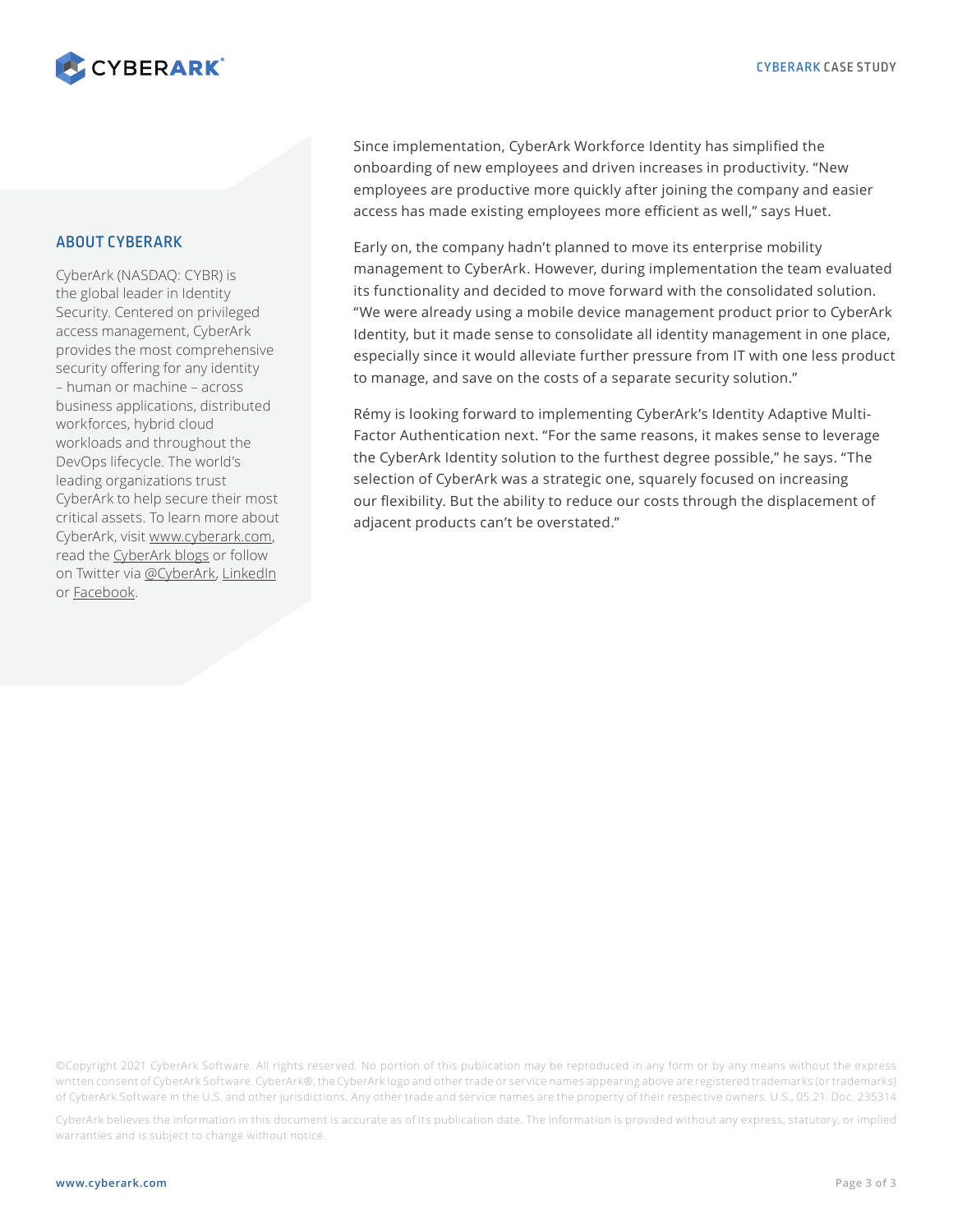Since implementation, CyberArk Workforce Identity has simplified the onboarding of new employees and driven increases in productivity. "New employees are productive more quickly after joining the company and easier access has made existing employees more efficient as well," says Huet.

Early on, the company hadn't planned to move its enterprise mobility management to CyberArk. However, during implementation the team evaluated its functionality and decided to move forward with the consolidated solution. "We were already using a mobile device management product prior to CyberArk Identity, but it made sense to consolidate all identity management in one place, especially since it would alleviate further pressure from IT with one less product to manage, and save on the costs of a separate security solution."

Rémy is looking forward to implementing CyberArk's Identity Adaptive Multi-Factor Authentication next. "For the same reasons, it makes sense to leverage the CyberArk Identity solution to the furthest degree possible," he says. "The selection of CyberArk was a strategic one, squarely focused on increasing our flexibility. But the ability to reduce our costs through the displacement of adjacent products can't be overstated."

## ABOUT CYBERARK

CyberArk (NASDAQ: CYBR) is the global leader in Identity Security. Centered on privileged access management, CyberArk provides the most comprehensive security offering for any identity – human or machine – across business applications, distributed workforces, hybrid cloud workloads and throughout the DevOps lifecycle. The world's leading organizations trust CyberArk to help secure their most critical assets. To learn more about CyberArk, visit www.cyberark.com, read the CyberArk blogs or follow on Twitter via @CyberArk, LinkedIn or Facebook.

©Copyright 2021 CyberArk Software. All rights reserved. No portion of this publication may be reproduced in any form or by any means without the express written consent of CyberArk Software. CyberArk®, the CyberArk logo and other trade or service names appearing above are registered trademarks (or trademarks) of CyberArk Software in the U.S. and other jurisdictions. Any other trade and service names are the property of their respective owners. U.S., 05.21. Doc. 235314

CyberArk believes the information in this document is accurate as of its publication date. The information is provided without any express, statutory, or implied warranties and is subject to change without notice.